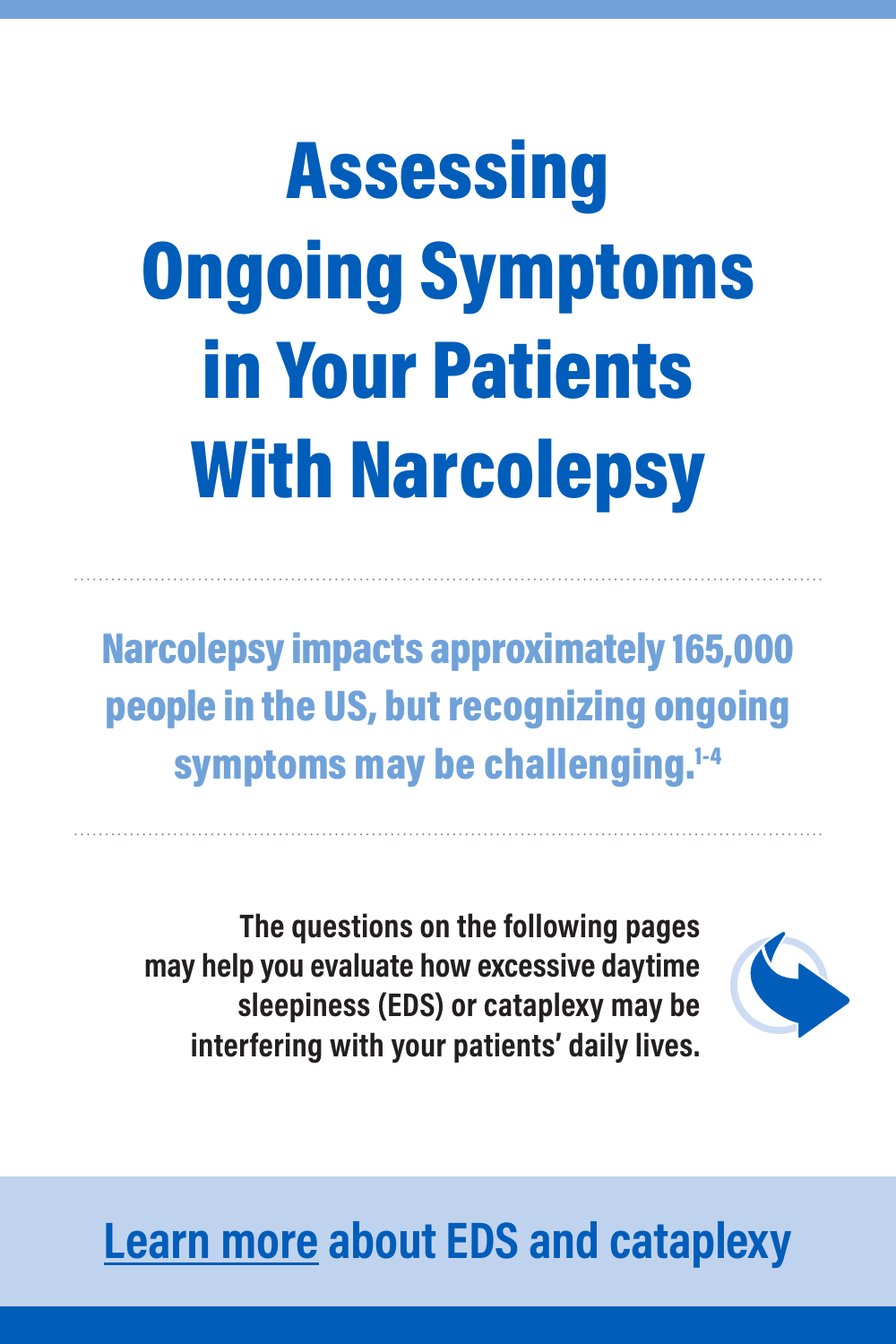# Assessing Ongoing Symptoms in Your Patients With Narcolepsy

**Narcolepsy impacts approximately 165,000 people in the US, but recognizing ongoing symptoms may be challenging.[1-4]**

**The questions on the following pages may help you evaluate how excessive daytime sleepiness (EDS) or cataplexy may be interfering with your patients' daily lives.**

**Learn more about EDS and cataplexy**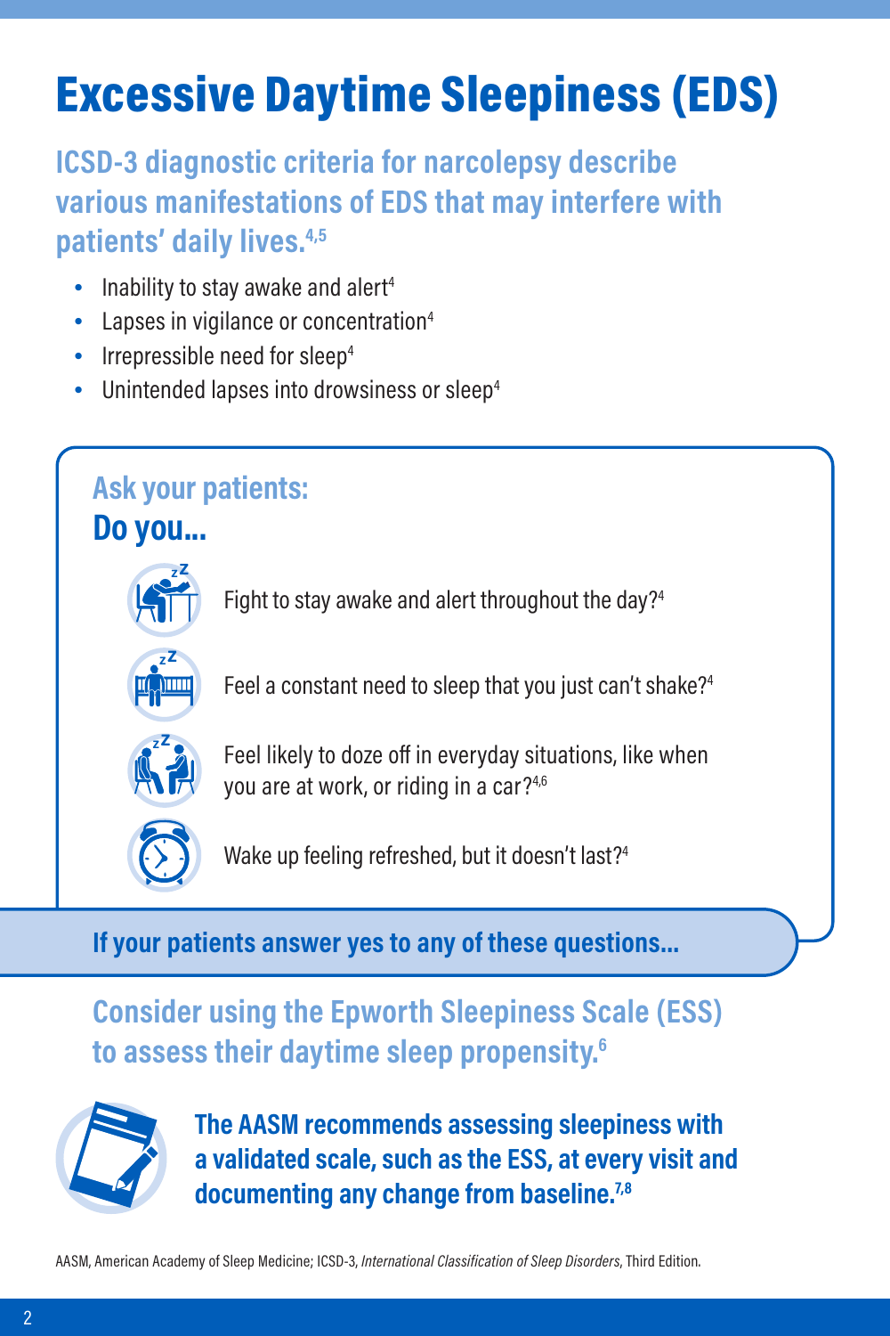# Excessive Daytime Sleepiness (EDS)

## ICSD-3 diagnostic criteria for narcolepsy describe various manifestations of EDS that may interfere with patients' daily lives.[4,5]

- Inability to stay awake and alert[4]
- Lapses in vigilance or concentration[4]
- Irrepressible need for sleep[4]
- Unintended lapses into drowsiness or sleep[4]

### Ask your patients:

**Do you...**

- Fight to stay awake and alert throughout the day?[4]
- Feel a constant need to sleep that you just can't shake?[4]
- Feel likely to doze off in everyday situations, like when you are at work, or riding in a car?[4,6]
- Wake up feeling refreshed, but it doesn't last?[4]

**If your patients answer yes to any of these questions...**

## Consider using the Epworth Sleepiness Scale (ESS) to assess their daytime sleep propensity.[6]

**The AASM recommends assessing sleepiness with a validated scale, such as the ESS, at every visit and documenting any change from baseline.[7,8]**

AASM, American Academy of Sleep Medicine; ICSD-3, *International Classification of Sleep Disorders*, Third Edition.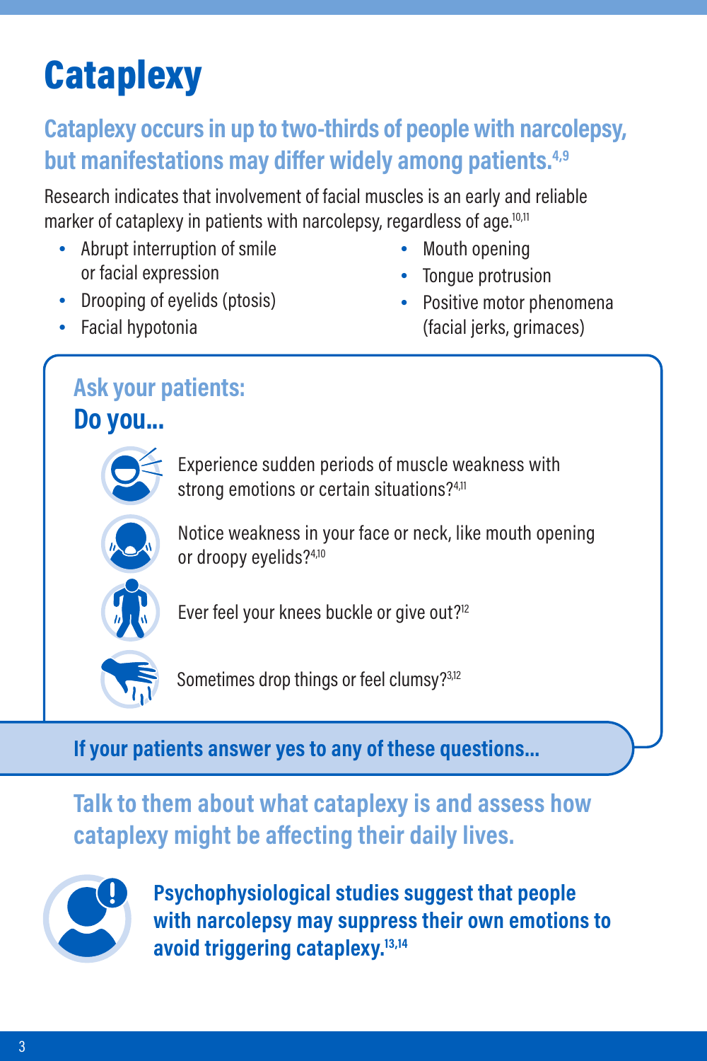# Cataplexy

## Cataplexy occurs in up to two-thirds of people with narcolepsy, but manifestations may differ widely among patients.[4,9]

Research indicates that involvement of facial muscles is an early and reliable marker of cataplexy in patients with narcolepsy, regardless of age.[10,11]

- Abrupt interruption of smile or facial expression
- Drooping of eyelids (ptosis)
- Facial hypotonia
- Mouth opening
- Tongue protrusion
- Positive motor phenomena (facial jerks, grimaces)

### Ask your patients:

**Do you...**

- Experience sudden periods of muscle weakness with strong emotions or certain situations?[4,11]
- Notice weakness in your face or neck, like mouth opening or droopy eyelids?[4,10]
- Ever feel your knees buckle or give out?[12]
- Sometimes drop things or feel clumsy?[3,12]

**If your patients answer yes to any of these questions...**

## Talk to them about what cataplexy is and assess how cataplexy might be affecting their daily lives.

**Psychophysiological studies suggest that people with narcolepsy may suppress their own emotions to avoid triggering cataplexy.[13,14]**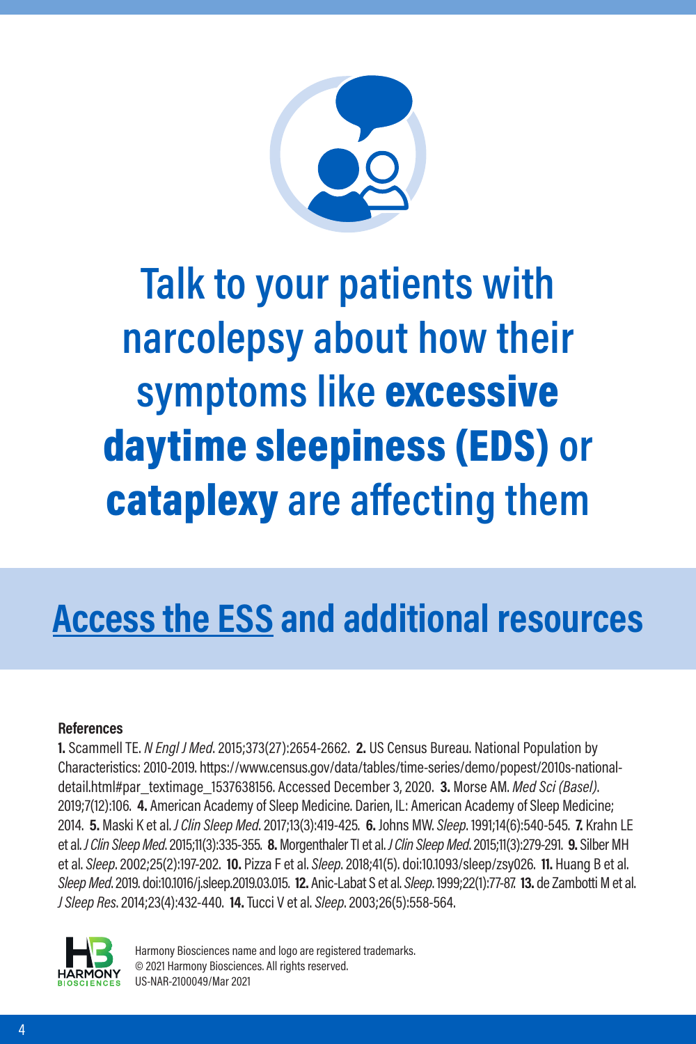# Talk to your patients with narcolepsy about how their symptoms like **excessive daytime sleepiness (EDS)** or **cataplexy** are affecting them

## Access the ESS and additional resources

**References**

**1.** Scammell TE. *N Engl J Med*. 2015;373(27):2654-2662. **2.** US Census Bureau. National Population by Characteristics: 2010-2019. https://www.census.gov/data/tables/time-series/demo/popest/2010s-national-detail.html#par_textimage_1537638156. Accessed December 3, 2020. **3.** Morse AM. *Med Sci (Basel)*. 2019;7(12):106. **4.** American Academy of Sleep Medicine. Darien, IL: American Academy of Sleep Medicine; 2014. **5.** Maski K et al. *J Clin Sleep Med*. 2017;13(3):419-425. **6.** Johns MW. *Sleep*. 1991;14(6):540-545. **7.** Krahn LE et al. *J Clin Sleep Med*. 2015;11(3):335-355. **8.** Morgenthaler TI et al. *J Clin Sleep Med*. 2015;11(3):279-291. **9.** Silber MH et al. *Sleep*. 2002;25(2):197-202. **10.** Pizza F et al. *Sleep*. 2018;41(5). doi:10.1093/sleep/zsy026. **11.** Huang B et al. *Sleep Med*. 2019. doi:10.1016/j.sleep.2019.03.015. **12.** Anic-Labat S et al. *Sleep*. 1999;22(1):77-87. **13.** de Zambotti M et al. *J Sleep Res*. 2014;23(4):432-440. **14.** Tucci V et al. *Sleep*. 2003;26(5):558-564.

HARMONY BIOSCIENCES

Harmony Biosciences name and logo are registered trademarks.
© 2021 Harmony Biosciences. All rights reserved.
US-NAR-2100049/Mar 2021